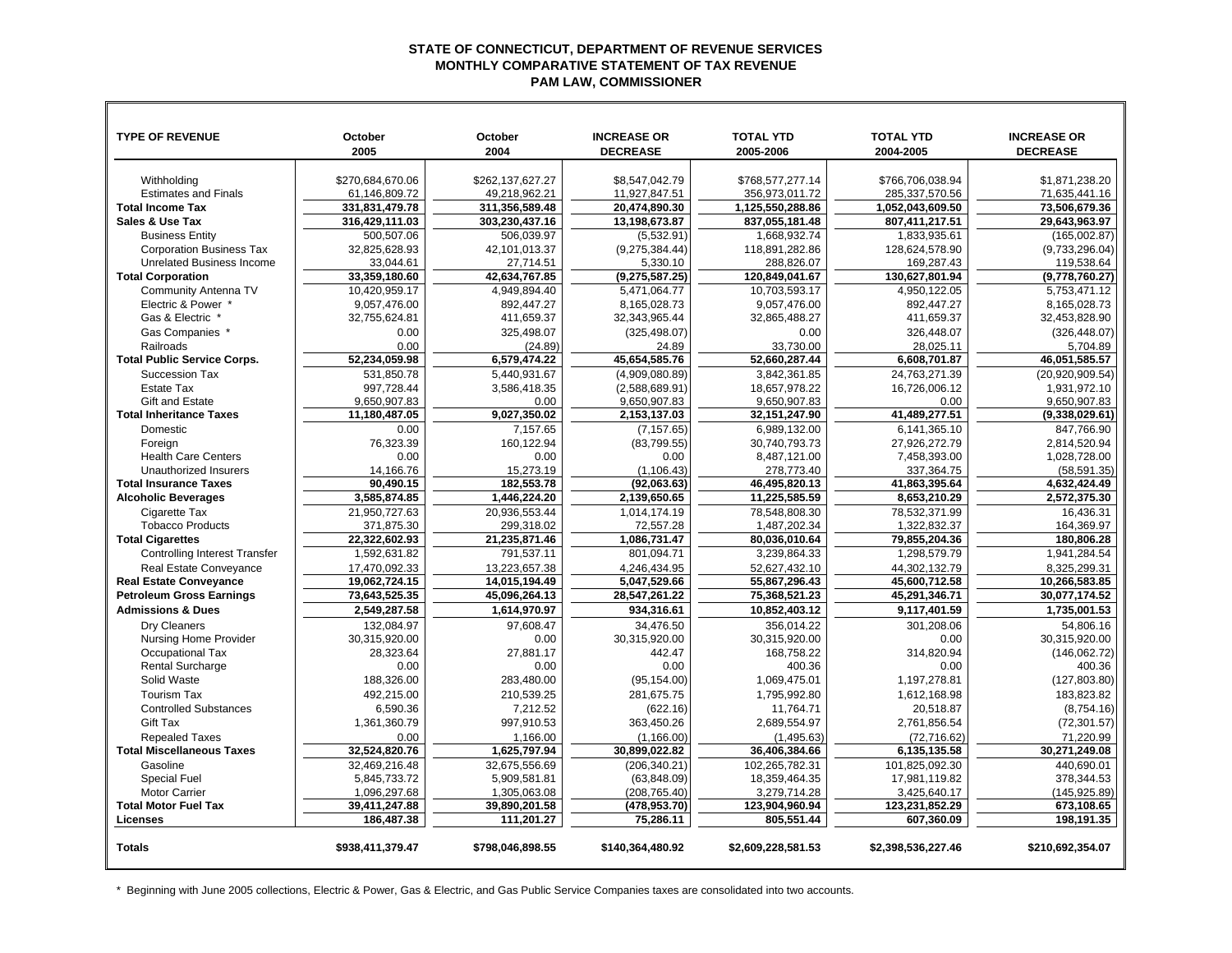# STATE OF CONNECTICUT, DEPARTMENT OF REVENUE SERVICES
## MONTHLY COMPARATIVE STATEMENT OF TAX REVENUE
### PAM LAW, COMMISSIONER

| TYPE OF REVENUE | October 2005 | October 2004 | INCREASE OR DECREASE | TOTAL YTD 2005-2006 | TOTAL YTD 2004-2005 | INCREASE OR DECREASE |
|---|---|---|---|---|---|---|
| Withholding | $270,684,670.06 | $262,137,627.27 | $8,547,042.79 | $768,577,277.14 | $766,706,038.94 | $1,871,238.20 |
| Estimates and Finals | 61,146,809.72 | 49,218,962.21 | 11,927,847.51 | 356,973,011.72 | 285,337,570.56 | 71,635,441.16 |
| **Total Income Tax** | **331,831,479.78** | **311,356,589.48** | **20,474,890.30** | **1,125,550,288.86** | **1,052,043,609.50** | **73,506,679.36** |
| **Sales & Use Tax** | **316,429,111.03** | **303,230,437.16** | **13,198,673.87** | **837,055,181.48** | **807,411,217.51** | **29,643,963.97** |
| Business Entity | 500,507.06 | 506,039.97 | (5,532.91) | 1,668,932.74 | 1,833,935.61 | (165,002.87) |
| Corporation Business Tax | 32,825,628.93 | 42,101,013.37 | (9,275,384.44) | 118,891,282.86 | 128,624,578.90 | (9,733,296.04) |
| Unrelated Business Income | 33,044.61 | 27,714.51 | 5,330.10 | 288,826.07 | 169,287.43 | 119,538.64 |
| **Total Corporation** | **33,359,180.60** | **42,634,767.85** | **(9,275,587.25)** | **120,849,041.67** | **130,627,801.94** | **(9,778,760.27)** |
| Community Antenna TV | 10,420,959.17 | 4,949,894.40 | 5,471,064.77 | 10,703,593.17 | 4,950,122.05 | 5,753,471.12 |
| Electric & Power * | 9,057,476.00 | 892,447.27 | 8,165,028.73 | 9,057,476.00 | 892,447.27 | 8,165,028.73 |
| Gas & Electric * | 32,755,624.81 | 411,659.37 | 32,343,965.44 | 32,865,488.27 | 411,659.37 | 32,453,828.90 |
| Gas Companies * | 0.00 | 325,498.07 | (325,498.07) | 0.00 | 326,448.07 | (326,448.07) |
| Railroads | 0.00 | (24.89) | 24.89 | 33,730.00 | 28,025.11 | 5,704.89 |
| **Total Public Service Corps.** | **52,234,059.98** | **6,579,474.22** | **45,654,585.76** | **52,660,287.44** | **6,608,701.87** | **46,051,585.57** |
| Succession Tax | 531,850.78 | 5,440,931.67 | (4,909,080.89) | 3,842,361.85 | 24,763,271.39 | (20,920,909.54) |
| Estate Tax | 997,728.44 | 3,586,418.35 | (2,588,689.91) | 18,657,978.22 | 16,726,006.12 | 1,931,972.10 |
| Gift and Estate | 9,650,907.83 | 0.00 | 9,650,907.83 | 9,650,907.83 | 0.00 | 9,650,907.83 |
| **Total Inheritance Taxes** | **11,180,487.05** | **9,027,350.02** | **2,153,137.03** | **32,151,247.90** | **41,489,277.51** | **(9,338,029.61)** |
| Domestic | 0.00 | 7,157.65 | (7,157.65) | 6,989,132.00 | 6,141,365.10 | 847,766.90 |
| Foreign | 76,323.39 | 160,122.94 | (83,799.55) | 30,740,793.73 | 27,926,272.79 | 2,814,520.94 |
| Health Care Centers | 0.00 | 0.00 | 0.00 | 8,487,121.00 | 7,458,393.00 | 1,028,728.00 |
| Unauthorized Insurers | 14,166.76 | 15,273.19 | (1,106.43) | 278,773.40 | 337,364.75 | (58,591.35) |
| **Total Insurance Taxes** | **90,490.15** | **182,553.78** | **(92,063.63)** | **46,495,820.13** | **41,863,395.64** | **4,632,424.49** |
| **Alcoholic Beverages** | **3,585,874.85** | **1,446,224.20** | **2,139,650.65** | **11,225,585.59** | **8,653,210.29** | **2,572,375.30** |
| Cigarette Tax | 21,950,727.63 | 20,936,553.44 | 1,014,174.19 | 78,548,808.30 | 78,532,371.99 | 16,436.31 |
| Tobacco Products | 371,875.30 | 299,318.02 | 72,557.28 | 1,487,202.34 | 1,322,832.37 | 164,369.97 |
| **Total Cigarettes** | **22,322,602.93** | **21,235,871.46** | **1,086,731.47** | **80,036,010.64** | **79,855,204.36** | **180,806.28** |
| Controlling Interest Transfer | 1,592,631.82 | 791,537.11 | 801,094.71 | 3,239,864.33 | 1,298,579.79 | 1,941,284.54 |
| Real Estate Conveyance | 17,470,092.33 | 13,223,657.38 | 4,246,434.95 | 52,627,432.10 | 44,302,132.79 | 8,325,299.31 |
| **Real Estate Conveyance** | **19,062,724.15** | **14,015,194.49** | **5,047,529.66** | **55,867,296.43** | **45,600,712.58** | **10,266,583.85** |
| **Petroleum Gross Earnings** | **73,643,525.35** | **45,096,264.13** | **28,547,261.22** | **75,368,521.23** | **45,291,346.71** | **30,077,174.52** |
| **Admissions & Dues** | **2,549,287.58** | **1,614,970.97** | **934,316.61** | **10,852,403.12** | **9,117,401.59** | **1,735,001.53** |
| Dry Cleaners | 132,084.97 | 97,608.47 | 34,476.50 | 356,014.22 | 301,208.06 | 54,806.16 |
| Nursing Home Provider | 30,315,920.00 | 0.00 | 30,315,920.00 | 30,315,920.00 | 0.00 | 30,315,920.00 |
| Occupational Tax | 28,323.64 | 27,881.17 | 442.47 | 168,758.22 | 314,820.94 | (146,062.72) |
| Rental Surcharge | 0.00 | 0.00 | 0.00 | 400.36 | 0.00 | 400.36 |
| Solid Waste | 188,326.00 | 283,480.00 | (95,154.00) | 1,069,475.01 | 1,197,278.81 | (127,803.80) |
| Tourism Tax | 492,215.00 | 210,539.25 | 281,675.75 | 1,795,992.80 | 1,612,168.98 | 183,823.82 |
| Controlled Substances | 6,590.36 | 7,212.52 | (622.16) | 11,764.71 | 20,518.87 | (8,754.16) |
| Gift Tax | 1,361,360.79 | 997,910.53 | 363,450.26 | 2,689,554.97 | 2,761,856.54 | (72,301.57) |
| Repealed Taxes | 0.00 | 1,166.00 | (1,166.00) | (1,495.63) | (72,716.62) | 71,220.99 |
| **Total Miscellaneous Taxes** | **32,524,820.76** | **1,625,797.94** | **30,899,022.82** | **36,406,384.66** | **6,135,135.58** | **30,271,249.08** |
| Gasoline | 32,469,216.48 | 32,675,556.69 | (206,340.21) | 102,265,782.31 | 101,825,092.30 | 440,690.01 |
| Special Fuel | 5,845,733.72 | 5,909,581.81 | (63,848.09) | 18,359,464.35 | 17,981,119.82 | 378,344.53 |
| Motor Carrier | 1,096,297.68 | 1,305,063.08 | (208,765.40) | 3,279,714.28 | 3,425,640.17 | (145,925.89) |
| **Total Motor Fuel Tax** | **39,411,247.88** | **39,890,201.58** | **(478,953.70)** | **123,904,960.94** | **123,231,852.29** | **673,108.65** |
| **Licenses** | **186,487.38** | **111,201.27** | **75,286.11** | **805,551.44** | **607,360.09** | **198,191.35** |
| **Totals** | **$938,411,379.47** | **$798,046,898.55** | **$140,364,480.92** | **$2,609,228,581.53** | **$2,398,536,227.46** | **$210,692,354.07** |

\* Beginning with June 2005 collections, Electric & Power, Gas & Electric, and Gas Public Service Companies taxes are consolidated into two accounts.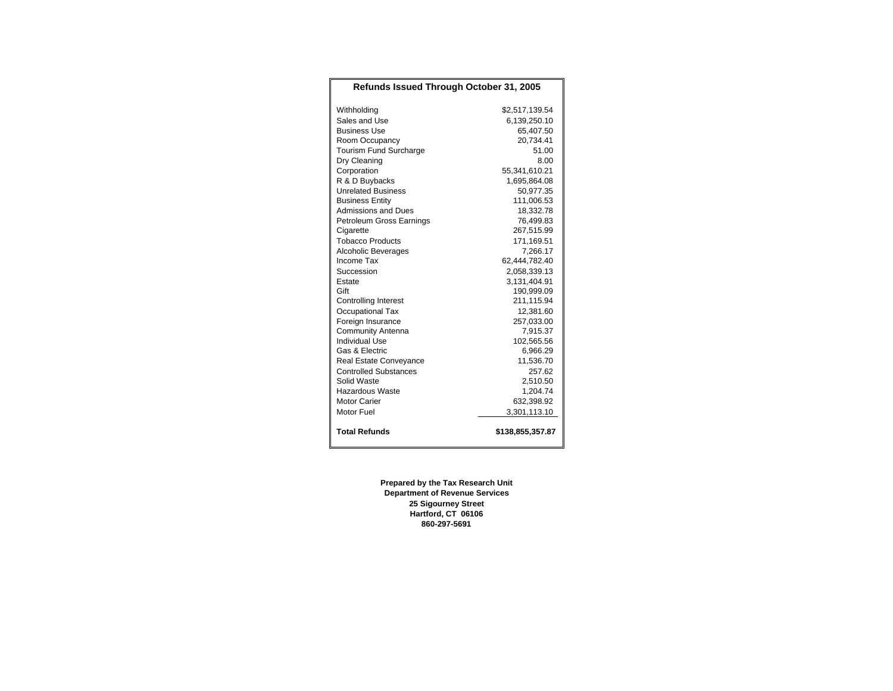## Refunds Issued Through October 31, 2005

| | |
|---|---|
| Withholding | $2,517,139.54 |
| Sales and Use | 6,139,250.10 |
| Business Use | 65,407.50 |
| Room Occupancy | 20,734.41 |
| Tourism Fund Surcharge | 51.00 |
| Dry Cleaning | 8.00 |
| Corporation | 55,341,610.21 |
| R & D Buybacks | 1,695,864.08 |
| Unrelated Business | 50,977.35 |
| Business Entity | 111,006.53 |
| Admissions and Dues | 18,332.78 |
| Petroleum Gross Earnings | 76,499.83 |
| Cigarette | 267,515.99 |
| Tobacco Products | 171,169.51 |
| Alcoholic Beverages | 7,266.17 |
| Income Tax | 62,444,782.40 |
| Succession | 2,058,339.13 |
| Estate | 3,131,404.91 |
| Gift | 190,999.09 |
| Controlling Interest | 211,115.94 |
| Occupational Tax | 12,381.60 |
| Foreign Insurance | 257,033.00 |
| Community Antenna | 7,915.37 |
| Individual Use | 102,565.56 |
| Gas & Electric | 6,966.29 |
| Real Estate Conveyance | 11,536.70 |
| Controlled Substances | 257.62 |
| Solid Waste | 2,510.50 |
| Hazardous Waste | 1,204.74 |
| Motor Carier | 632,398.92 |
| Motor Fuel | 3,301,113.10 |
| **Total Refunds** | **$138,855,357.87** |

**Prepared by the Tax Research Unit**
**Department of Revenue Services**
**25 Sigourney Street**
**Hartford, CT 06106**
**860-297-5691**